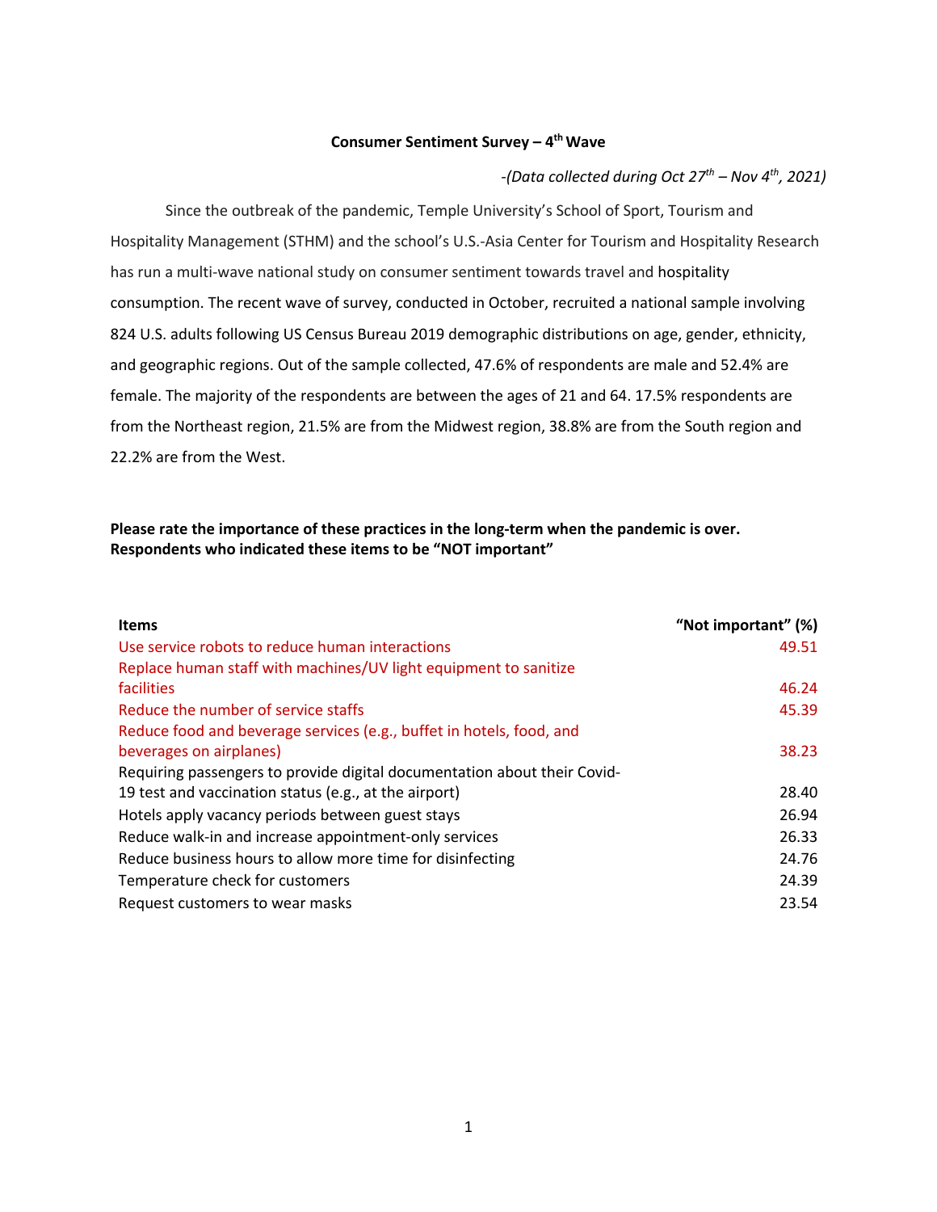# Consumer Sentiment Survey – 4th Wave

*-(Data collected during Oct 27th – Nov 4th, 2021)*

Since the outbreak of the pandemic, Temple University's School of Sport, Tourism and Hospitality Management (STHM) and the school's U.S.-Asia Center for Tourism and Hospitality Research has run a multi-wave national study on consumer sentiment towards travel and hospitality consumption. The recent wave of survey, conducted in October, recruited a national sample involving 824 U.S. adults following US Census Bureau 2019 demographic distributions on age, gender, ethnicity, and geographic regions. Out of the sample collected, 47.6% of respondents are male and 52.4% are female. The majority of the respondents are between the ages of 21 and 64. 17.5% respondents are from the Northeast region, 21.5% are from the Midwest region, 38.8% are from the South region and 22.2% are from the West.

**Please rate the importance of these practices in the long-term when the pandemic is over. Respondents who indicated these items to be "NOT important"**

| Items | "Not important" (%) |
|---|---|
| Use service robots to reduce human interactions | 49.51 |
| Replace human staff with machines/UV light equipment to sanitize facilities | 46.24 |
| Reduce the number of service staffs | 45.39 |
| Reduce food and beverage services (e.g., buffet in hotels, food, and beverages on airplanes) | 38.23 |
| Requiring passengers to provide digital documentation about their Covid-19 test and vaccination status (e.g., at the airport) | 28.40 |
| Hotels apply vacancy periods between guest stays | 26.94 |
| Reduce walk-in and increase appointment-only services | 26.33 |
| Reduce business hours to allow more time for disinfecting | 24.76 |
| Temperature check for customers | 24.39 |
| Request customers to wear masks | 23.54 |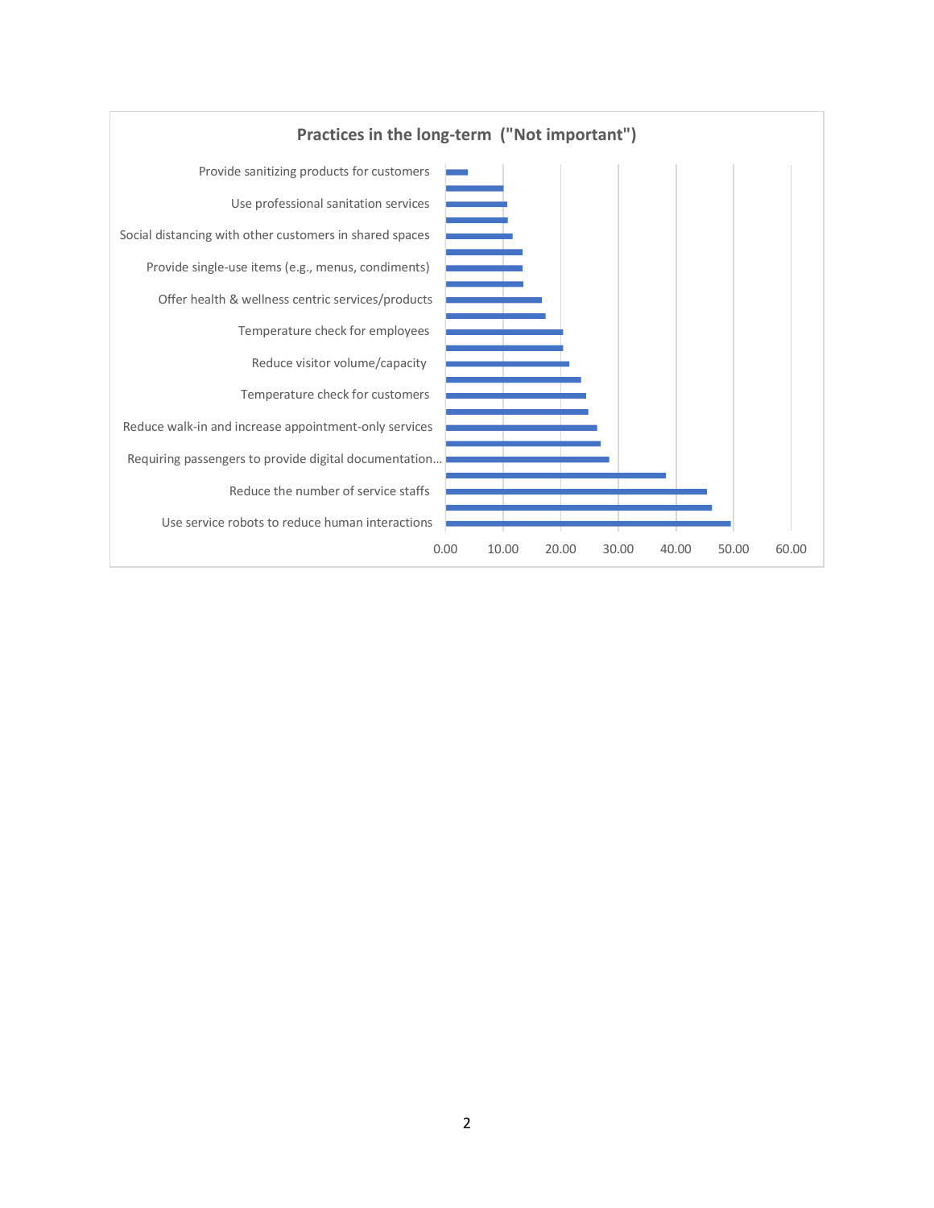**Practices in the long-term ("Not important")**

- Provide sanitizing products for customers
- Use professional sanitation services
- Social distancing with other customers in shared spaces
- Provide single-use items (e.g., menus, condiments)
- Offer health & wellness centric services/products
- Temperature check for employees
- Reduce visitor volume/capacity
- Temperature check for customers
- Reduce walk-in and increase appointment-only services
- Requiring passengers to provide digital documentation…
- Reduce the number of service staffs
- Use service robots to reduce human interactions

0.00 10.00 20.00 30.00 40.00 50.00 60.00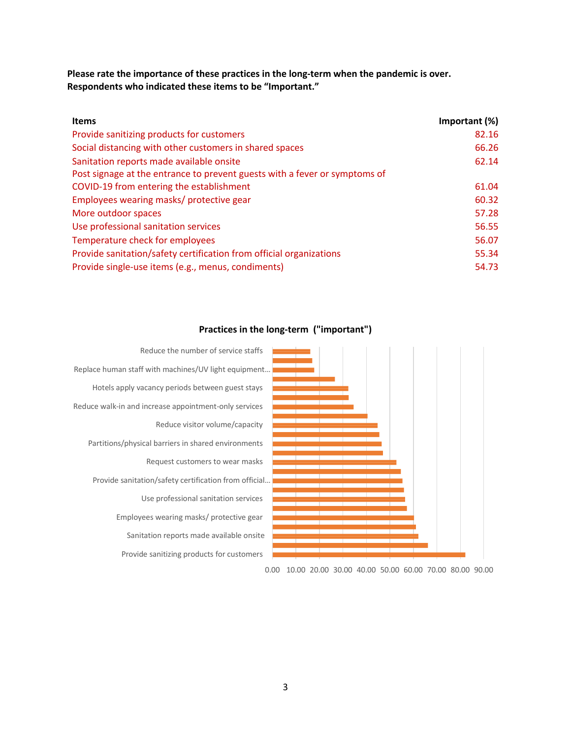**Please rate the importance of these practices in the long-term when the pandemic is over. Respondents who indicated these items to be "Important."**

| Items | Important (%) |
|---|---|
| Provide sanitizing products for customers | 82.16 |
| Social distancing with other customers in shared spaces | 66.26 |
| Sanitation reports made available onsite | 62.14 |
| Post signage at the entrance to prevent guests with a fever or symptoms of COVID-19 from entering the establishment | 61.04 |
| Employees wearing masks/ protective gear | 60.32 |
| More outdoor spaces | 57.28 |
| Use professional sanitation services | 56.55 |
| Temperature check for employees | 56.07 |
| Provide sanitation/safety certification from official organizations | 55.34 |
| Provide single-use items (e.g., menus, condiments) | 54.73 |

**Practices in the long-term ("important")**

Reduce the number of service staffs

Replace human staff with machines/UV light equipment…

Hotels apply vacancy periods between guest stays

Reduce walk-in and increase appointment-only services

Reduce visitor volume/capacity

Partitions/physical barriers in shared environments

Request customers to wear masks

Provide sanitation/safety certification from official…

Use professional sanitation services

Employees wearing masks/ protective gear

Sanitation reports made available onsite

Provide sanitizing products for customers

0.00 10.00 20.00 30.00 40.00 50.00 60.00 70.00 80.00 90.00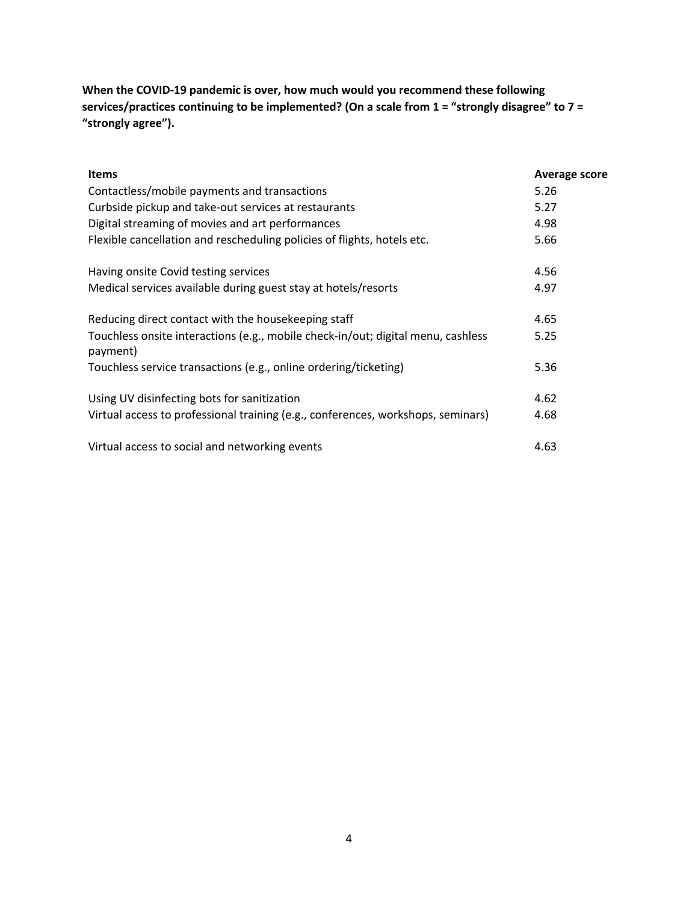**When the COVID-19 pandemic is over, how much would you recommend these following services/practices continuing to be implemented? (On a scale from 1 = "strongly disagree" to 7 = "strongly agree").**

| Items | Average score |
|---|---|
| Contactless/mobile payments and transactions | 5.26 |
| Curbside pickup and take-out services at restaurants | 5.27 |
| Digital streaming of movies and art performances | 4.98 |
| Flexible cancellation and rescheduling policies of flights, hotels etc. | 5.66 |
| Having onsite Covid testing services | 4.56 |
| Medical services available during guest stay at hotels/resorts | 4.97 |
| Reducing direct contact with the housekeeping staff | 4.65 |
| Touchless onsite interactions (e.g., mobile check-in/out; digital menu, cashless payment) | 5.25 |
| Touchless service transactions (e.g., online ordering/ticketing) | 5.36 |
| Using UV disinfecting bots for sanitization | 4.62 |
| Virtual access to professional training (e.g., conferences, workshops, seminars) | 4.68 |
| Virtual access to social and networking events | 4.63 |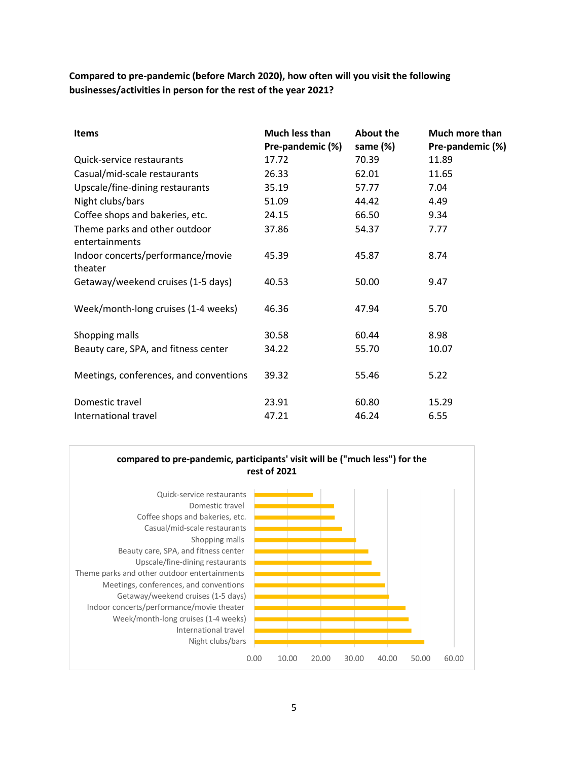**Compared to pre-pandemic (before March 2020), how often will you visit the following businesses/activities in person for the rest of the year 2021?**

| Items | Much less than Pre-pandemic (%) | About the same (%) | Much more than Pre-pandemic (%) |
|---|---|---|---|
| Quick-service restaurants | 17.72 | 70.39 | 11.89 |
| Casual/mid-scale restaurants | 26.33 | 62.01 | 11.65 |
| Upscale/fine-dining restaurants | 35.19 | 57.77 | 7.04 |
| Night clubs/bars | 51.09 | 44.42 | 4.49 |
| Coffee shops and bakeries, etc. | 24.15 | 66.50 | 9.34 |
| Theme parks and other outdoor entertainments | 37.86 | 54.37 | 7.77 |
| Indoor concerts/performance/movie theater | 45.39 | 45.87 | 8.74 |
| Getaway/weekend cruises (1-5 days) | 40.53 | 50.00 | 9.47 |
| Week/month-long cruises (1-4 weeks) | 46.36 | 47.94 | 5.70 |
| Shopping malls | 30.58 | 60.44 | 8.98 |
| Beauty care, SPA, and fitness center | 34.22 | 55.70 | 10.07 |
| Meetings, conferences, and conventions | 39.32 | 55.46 | 5.22 |
| Domestic travel | 23.91 | 60.80 | 15.29 |
| International travel | 47.21 | 46.24 | 6.55 |

**compared to pre-pandemic, participants' visit will be ("much less") for the rest of 2021**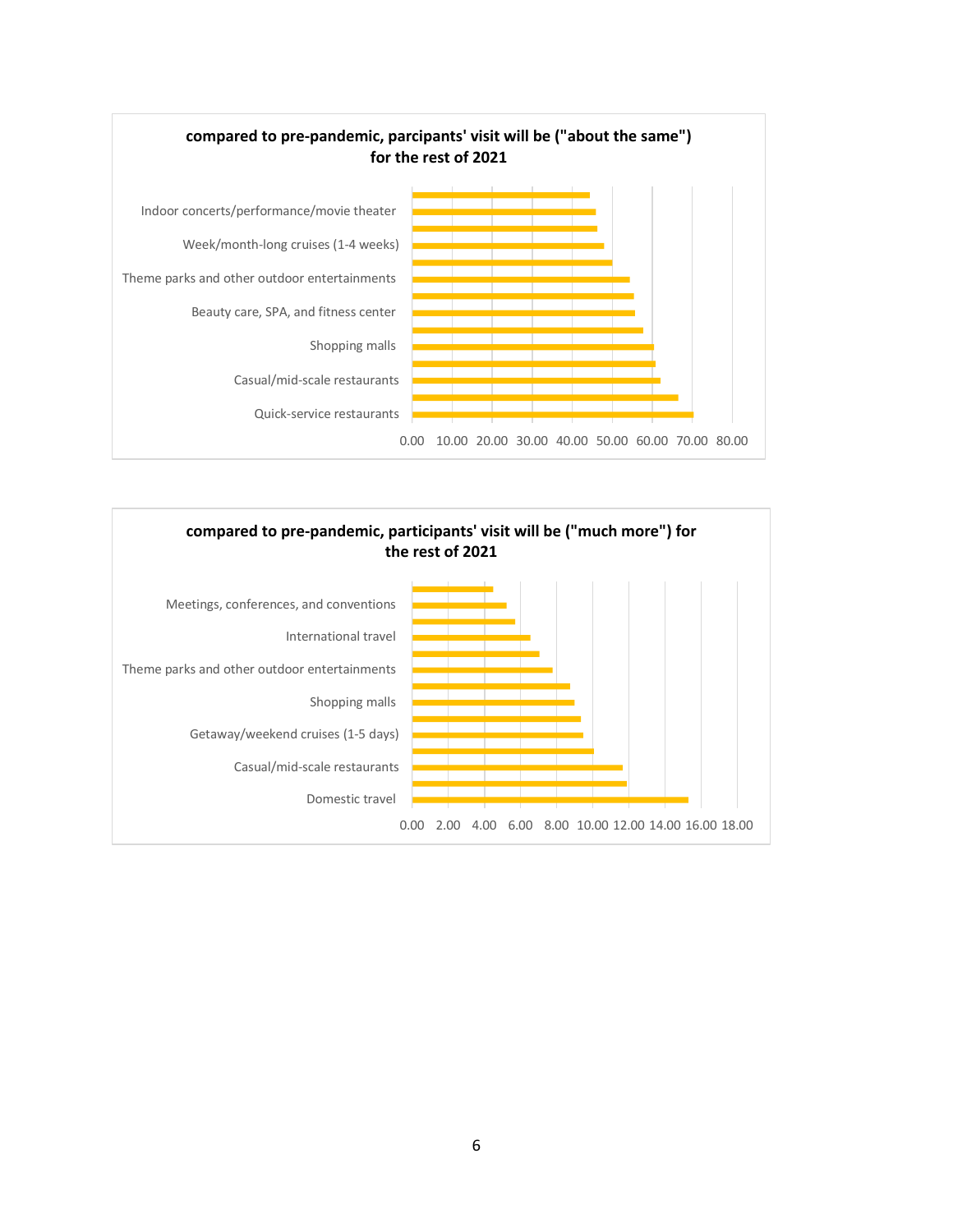**compared to pre-pandemic, parcipants' visit will be ("about the same") for the rest of 2021**

Indoor concerts/performance/movie theater

Week/month-long cruises (1-4 weeks)

Theme parks and other outdoor entertainments

Beauty care, SPA, and fitness center

Shopping malls

Casual/mid-scale restaurants

Quick-service restaurants

0.00 10.00 20.00 30.00 40.00 50.00 60.00 70.00 80.00

**compared to pre-pandemic, participants' visit will be ("much more") for the rest of 2021**

Meetings, conferences, and conventions

International travel

Theme parks and other outdoor entertainments

Shopping malls

Getaway/weekend cruises (1-5 days)

Casual/mid-scale restaurants

Domestic travel

0.00 2.00 4.00 6.00 8.00 10.00 12.00 14.00 16.00 18.00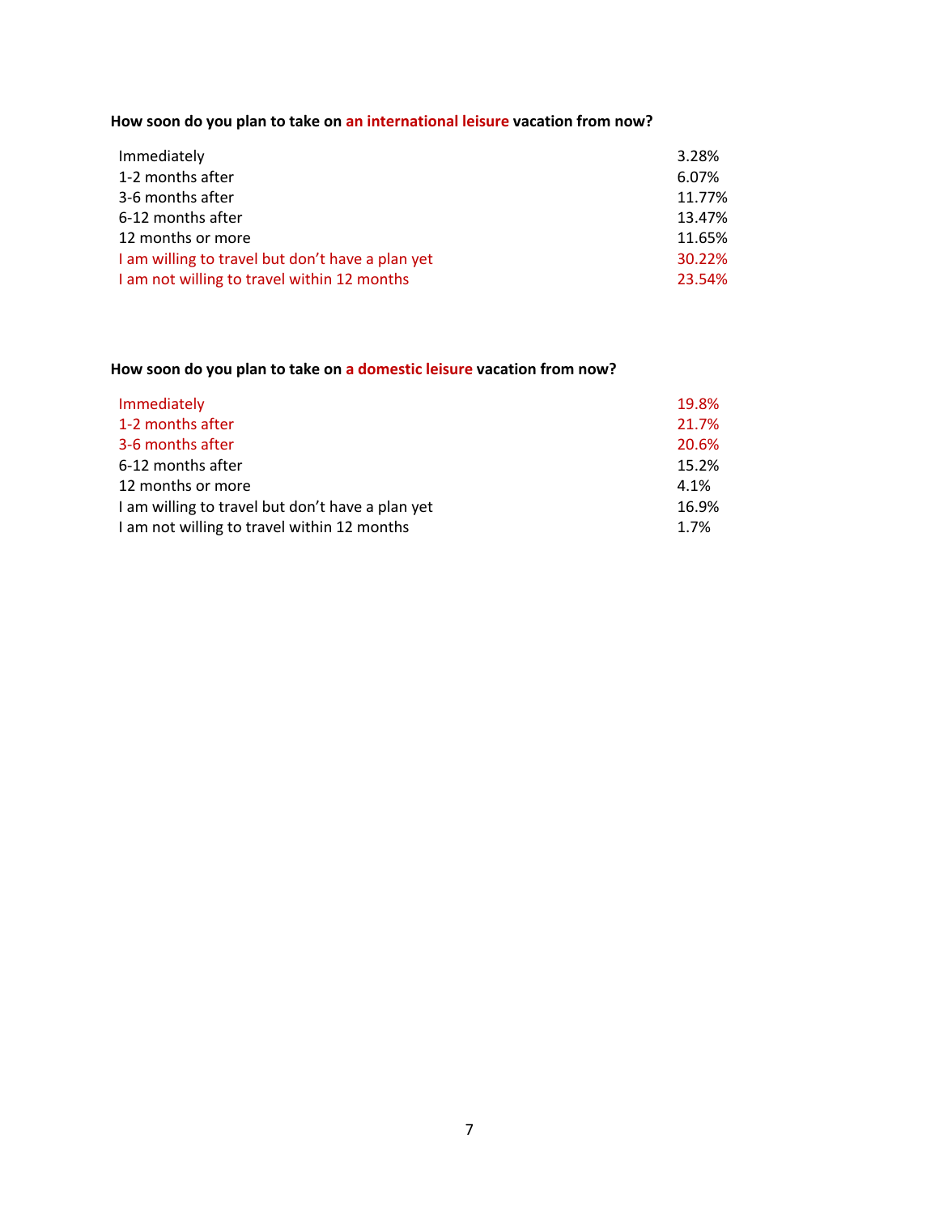**How soon do you plan to take on an international leisure vacation from now?**

| | |
|---|---|
| Immediately | 3.28% |
| 1-2 months after | 6.07% |
| 3-6 months after | 11.77% |
| 6-12 months after | 13.47% |
| 12 months or more | 11.65% |
| I am willing to travel but don't have a plan yet | 30.22% |
| I am not willing to travel within 12 months | 23.54% |

**How soon do you plan to take on a domestic leisure vacation from now?**

| | |
|---|---|
| Immediately | 19.8% |
| 1-2 months after | 21.7% |
| 3-6 months after | 20.6% |
| 6-12 months after | 15.2% |
| 12 months or more | 4.1% |
| I am willing to travel but don't have a plan yet | 16.9% |
| I am not willing to travel within 12 months | 1.7% |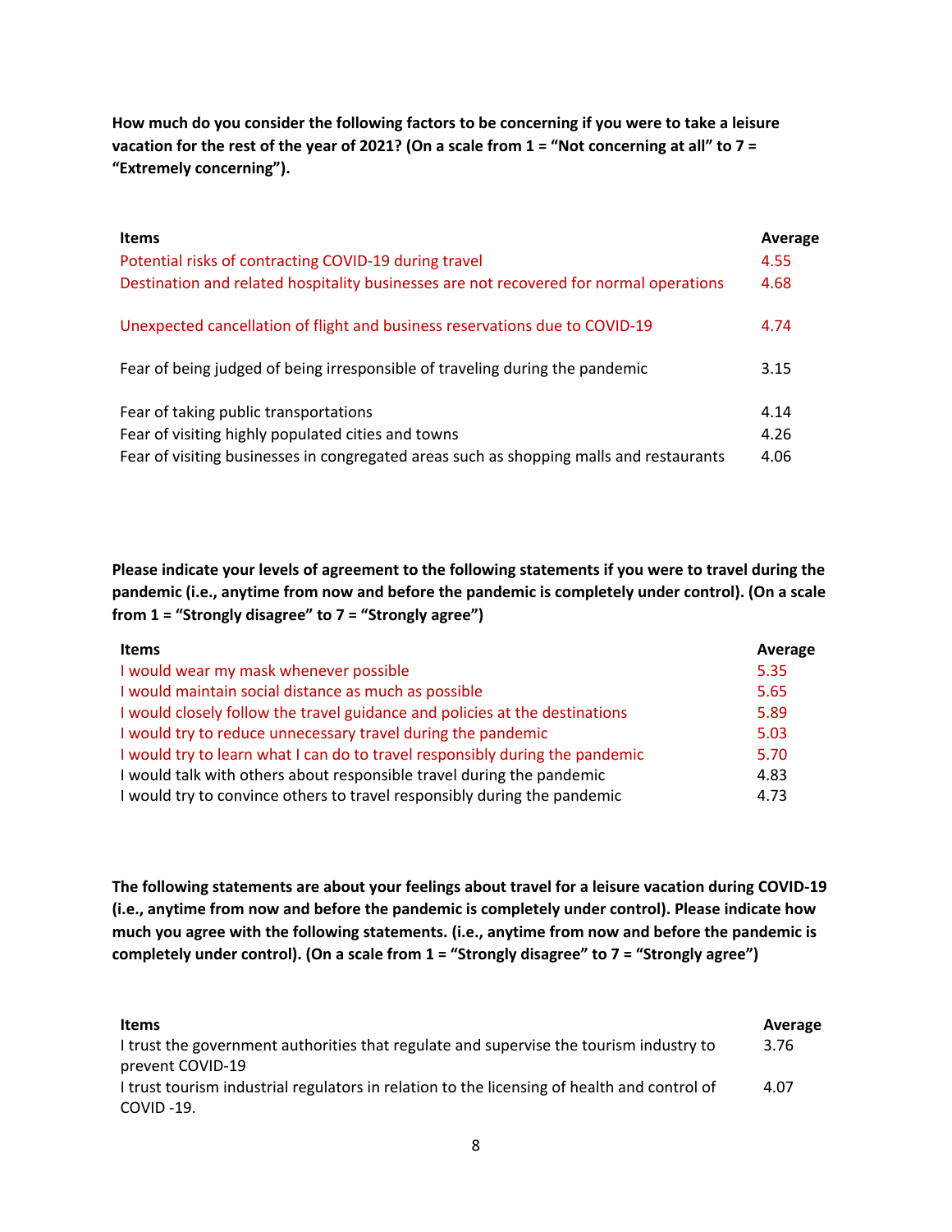**How much do you consider the following factors to be concerning if you were to take a leisure vacation for the rest of the year of 2021? (On a scale from 1 = "Not concerning at all" to 7 = "Extremely concerning").**

| Items | Average |
|---|---|
| Potential risks of contracting COVID-19 during travel | 4.55 |
| Destination and related hospitality businesses are not recovered for normal operations | 4.68 |
| Unexpected cancellation of flight and business reservations due to COVID-19 | 4.74 |
| Fear of being judged of being irresponsible of traveling during the pandemic | 3.15 |
| Fear of taking public transportations | 4.14 |
| Fear of visiting highly populated cities and towns | 4.26 |
| Fear of visiting businesses in congregated areas such as shopping malls and restaurants | 4.06 |

**Please indicate your levels of agreement to the following statements if you were to travel during the pandemic (i.e., anytime from now and before the pandemic is completely under control). (On a scale from 1 = "Strongly disagree" to 7 = "Strongly agree")**

| Items | Average |
|---|---|
| I would wear my mask whenever possible | 5.35 |
| I would maintain social distance as much as possible | 5.65 |
| I would closely follow the travel guidance and policies at the destinations | 5.89 |
| I would try to reduce unnecessary travel during the pandemic | 5.03 |
| I would try to learn what I can do to travel responsibly during the pandemic | 5.70 |
| I would talk with others about responsible travel during the pandemic | 4.83 |
| I would try to convince others to travel responsibly during the pandemic | 4.73 |

**The following statements are about your feelings about travel for a leisure vacation during COVID-19 (i.e., anytime from now and before the pandemic is completely under control). Please indicate how much you agree with the following statements. (i.e., anytime from now and before the pandemic is completely under control). (On a scale from 1 = "Strongly disagree" to 7 = "Strongly agree")**

| Items | Average |
|---|---|
| I trust the government authorities that regulate and supervise the tourism industry to prevent COVID-19 | 3.76 |
| I trust tourism industrial regulators in relation to the licensing of health and control of COVID -19. | 4.07 |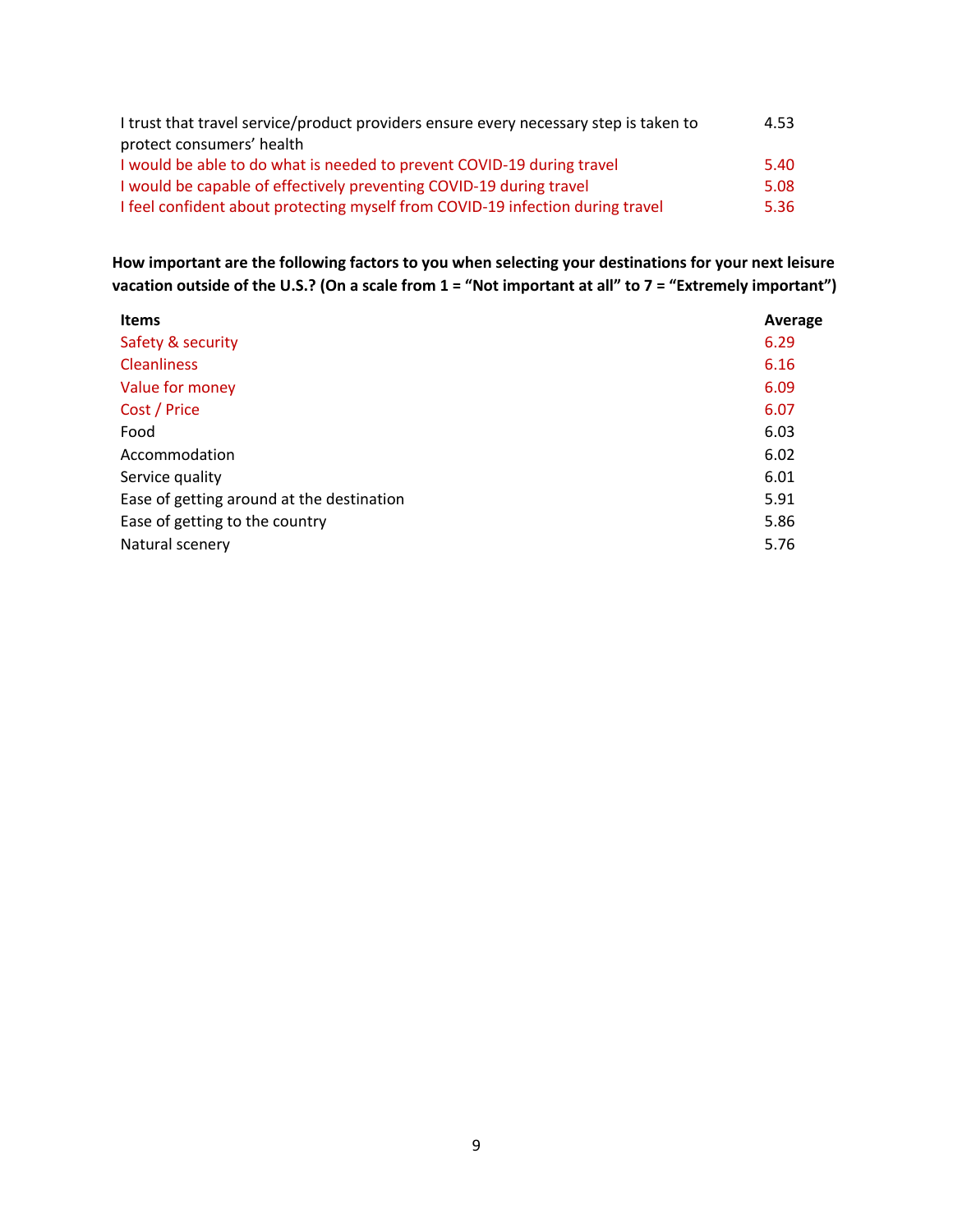| | |
|---|---|
| I trust that travel service/product providers ensure every necessary step is taken to protect consumers' health | 4.53 |
| I would be able to do what is needed to prevent COVID-19 during travel | 5.40 |
| I would be capable of effectively preventing COVID-19 during travel | 5.08 |
| I feel confident about protecting myself from COVID-19 infection during travel | 5.36 |

**How important are the following factors to you when selecting your destinations for your next leisure vacation outside of the U.S.? (On a scale from 1 = "Not important at all" to 7 = "Extremely important")**

| Items | Average |
|---|---|
| Safety & security | 6.29 |
| Cleanliness | 6.16 |
| Value for money | 6.09 |
| Cost / Price | 6.07 |
| Food | 6.03 |
| Accommodation | 6.02 |
| Service quality | 6.01 |
| Ease of getting around at the destination | 5.91 |
| Ease of getting to the country | 5.86 |
| Natural scenery | 5.76 |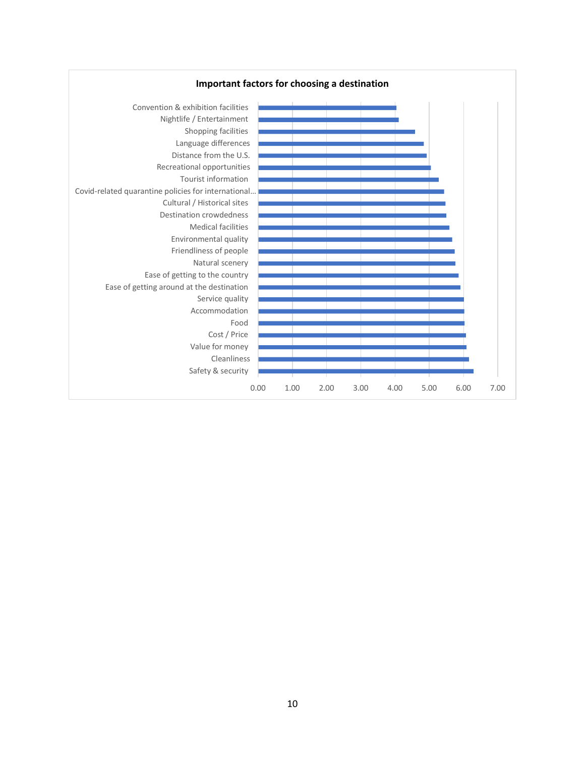**Important factors for choosing a destination**

Convention & exhibition facilities
Nightlife / Entertainment
Shopping facilities
Language differences
Distance from the U.S.
Recreational opportunities
Tourist information
Covid-related quarantine policies for international...
Cultural / Historical sites
Destination crowdedness
Medical facilities
Environmental quality
Friendliness of people
Natural scenery
Ease of getting to the country
Ease of getting around at the destination
Service quality
Accommodation
Food
Cost / Price
Value for money
Cleanliness
Safety & security

0.00 1.00 2.00 3.00 4.00 5.00 6.00 7.00